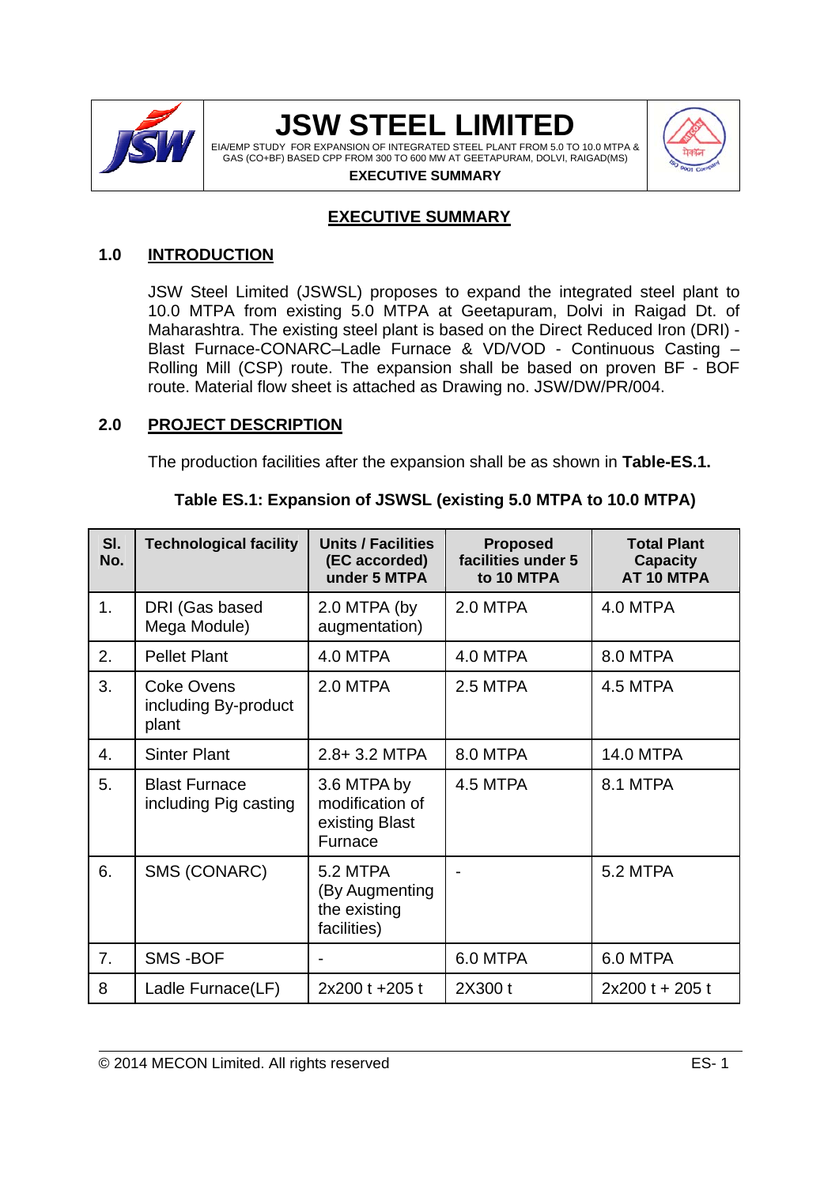# EXECUTIVE SUMMARY

## 1.0 INTRODUCTION

JSW Steel Limited (JSWSL) proposes to expand the integrated steel plant to 10.0 MTPA from existing 5.0 MTPA at Geetapuram, Dolvi in Raigad Dt. of Maharashtra. The existing steel plant is based on the Direct Reduced Iron (DRI) - Blast Furnace-CONARC–Ladle Furnace & VD/VOD - Continuous Casting – Rolling Mill (CSP) route. The expansion shall be based on proven BF - BOF route. Material flow sheet is attached as Drawing no. JSW/DW/PR/004.

## 2.0 PROJECT DESCRIPTION

The production facilities after the expansion shall be as shown in **Table-ES.1.**

**Table ES.1: Expansion of JSWSL (existing 5.0 MTPA to 10.0 MTPA)**

| Sl. No. | Technological facility | Units / Facilities (EC accorded) under 5 MTPA | Proposed facilities under 5 to 10 MTPA | Total Plant Capacity AT 10 MTPA |
|---|---|---|---|---|
| 1. | DRI (Gas based Mega Module) | 2.0 MTPA (by augmentation) | 2.0 MTPA | 4.0 MTPA |
| 2. | Pellet Plant | 4.0 MTPA | 4.0 MTPA | 8.0 MTPA |
| 3. | Coke Ovens including By-product plant | 2.0 MTPA | 2.5 MTPA | 4.5 MTPA |
| 4. | Sinter Plant | 2.8+ 3.2 MTPA | 8.0 MTPA | 14.0 MTPA |
| 5. | Blast Furnace including Pig casting | 3.6 MTPA by modification of existing Blast Furnace | 4.5 MTPA | 8.1 MTPA |
| 6. | SMS (CONARC) | 5.2 MTPA (By Augmenting the existing facilities) | - | 5.2 MTPA |
| 7. | SMS -BOF | - | 6.0 MTPA | 6.0 MTPA |
| 8 | Ladle Furnace(LF) | 2x200 t +205 t | 2X300 t | 2x200 t + 205 t |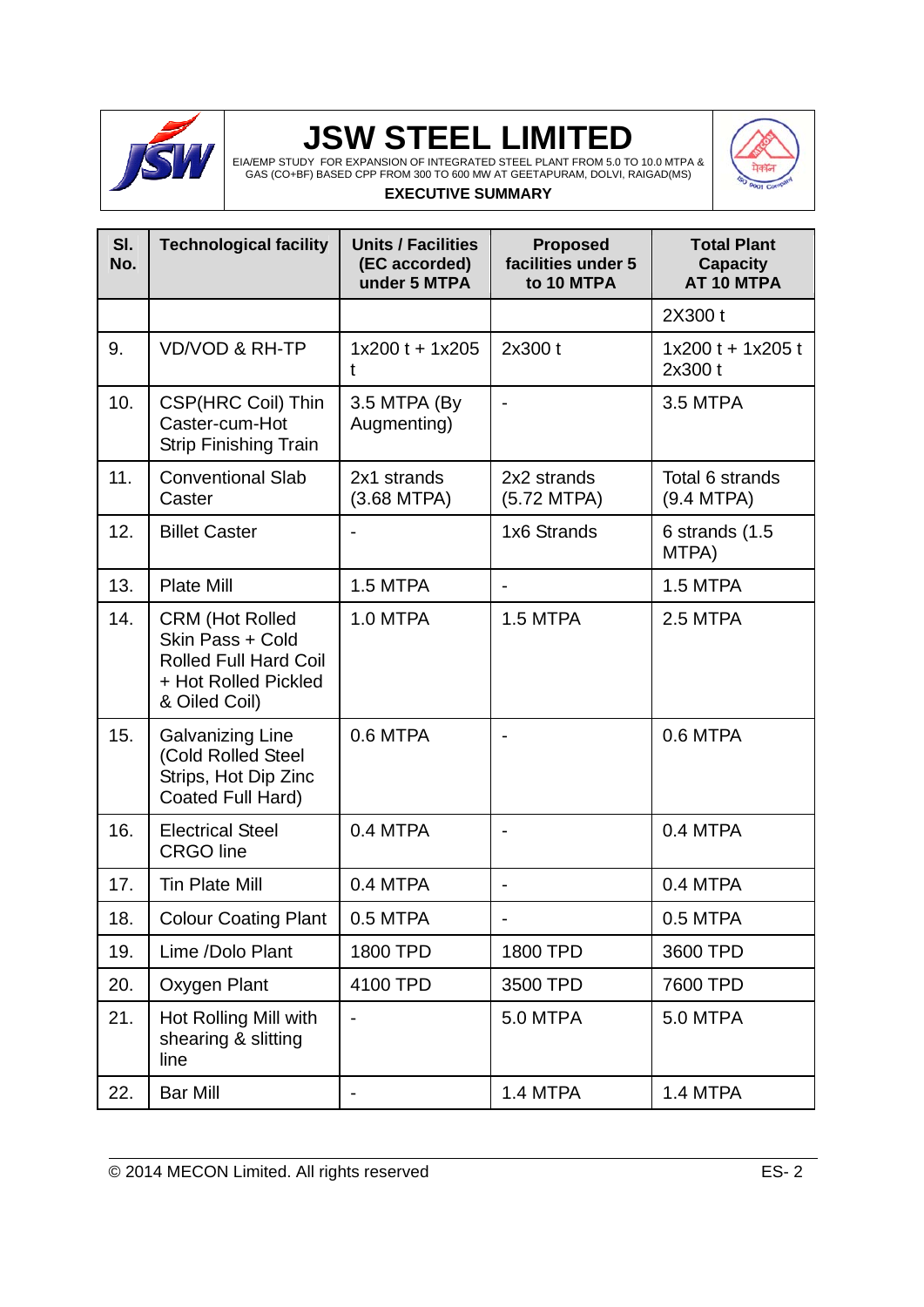| Sl. No. | Technological facility | Units / Facilities (EC accorded) under 5 MTPA | Proposed facilities under 5 to 10 MTPA | Total Plant Capacity AT 10 MTPA |
|---|---|---|---|---|
| | | | | 2X300 t |
| 9. | VD/VOD & RH-TP | 1x200 t + 1x205 t | 2x300 t | 1x200 t + 1x205 t 2x300 t |
| 10. | CSP(HRC Coil) Thin Caster-cum-Hot Strip Finishing Train | 3.5 MTPA (By Augmenting) | - | 3.5 MTPA |
| 11. | Conventional Slab Caster | 2x1 strands (3.68 MTPA) | 2x2 strands (5.72 MTPA) | Total 6 strands (9.4 MTPA) |
| 12. | Billet Caster | - | 1x6 Strands | 6 strands (1.5 MTPA) |
| 13. | Plate Mill | 1.5 MTPA | - | 1.5 MTPA |
| 14. | CRM (Hot Rolled Skin Pass + Cold Rolled Full Hard Coil + Hot Rolled Pickled & Oiled Coil) | 1.0 MTPA | 1.5 MTPA | 2.5 MTPA |
| 15. | Galvanizing Line (Cold Rolled Steel Strips, Hot Dip Zinc Coated Full Hard) | 0.6 MTPA | - | 0.6 MTPA |
| 16. | Electrical Steel CRGO line | 0.4 MTPA | - | 0.4 MTPA |
| 17. | Tin Plate Mill | 0.4 MTPA | - | 0.4 MTPA |
| 18. | Colour Coating Plant | 0.5 MTPA | - | 0.5 MTPA |
| 19. | Lime /Dolo Plant | 1800 TPD | 1800 TPD | 3600 TPD |
| 20. | Oxygen Plant | 4100 TPD | 3500 TPD | 7600 TPD |
| 21. | Hot Rolling Mill with shearing & slitting line | - | 5.0 MTPA | 5.0 MTPA |
| 22. | Bar Mill | - | 1.4 MTPA | 1.4 MTPA |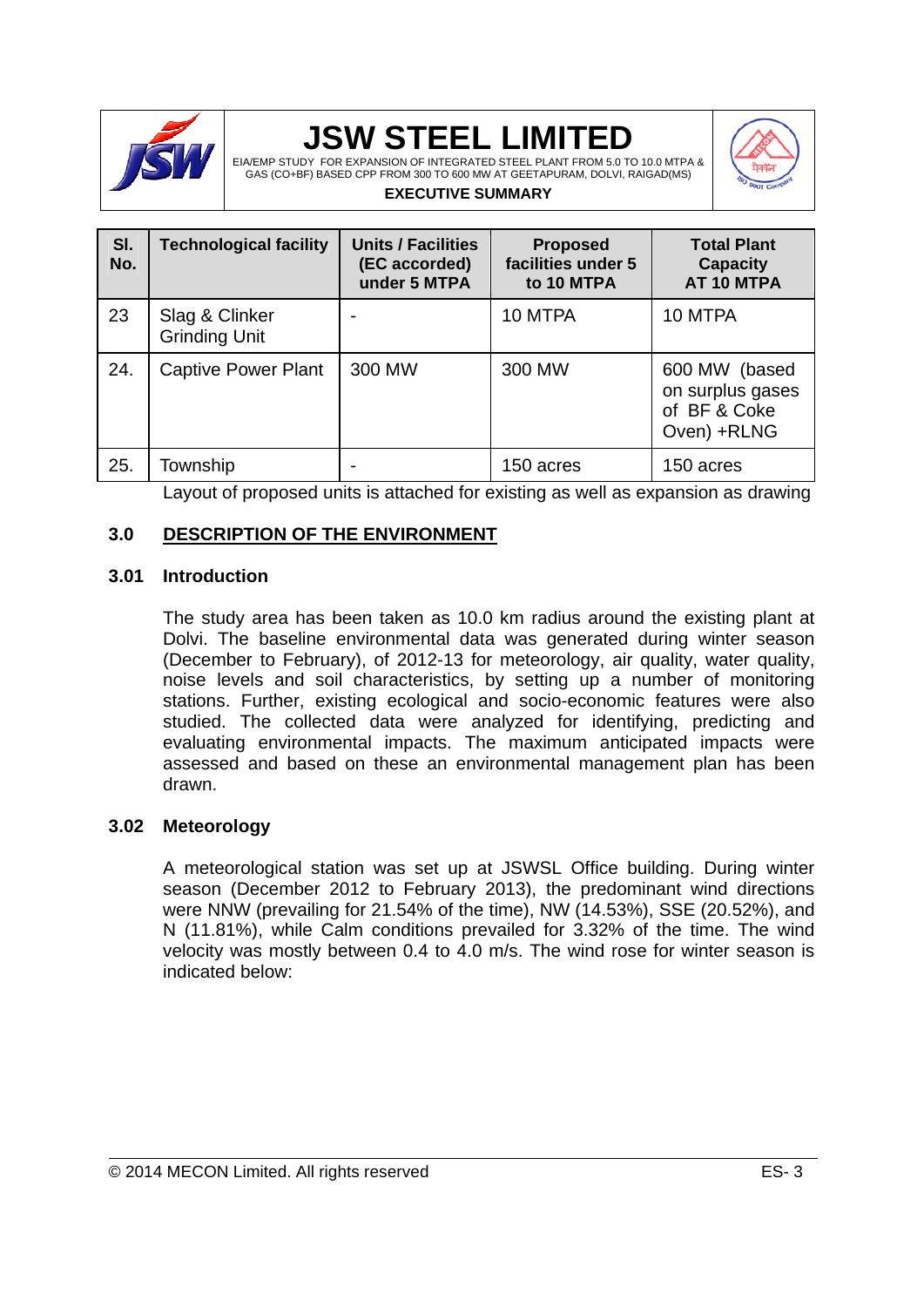| Sl. No. | Technological facility | Units / Facilities (EC accorded) under 5 MTPA | Proposed facilities under 5 to 10 MTPA | Total Plant Capacity AT 10 MTPA |
|---|---|---|---|---|
| 23 | Slag & Clinker Grinding Unit | - | 10 MTPA | 10 MTPA |
| 24. | Captive Power Plant | 300 MW | 300 MW | 600 MW (based on surplus gases of BF & Coke Oven) +RLNG |
| 25. | Township | - | 150 acres | 150 acres |

Layout of proposed units is attached for existing as well as expansion as drawing

## 3.0 DESCRIPTION OF THE ENVIRONMENT

### 3.01 Introduction

The study area has been taken as 10.0 km radius around the existing plant at Dolvi. The baseline environmental data was generated during winter season (December to February), of 2012-13 for meteorology, air quality, water quality, noise levels and soil characteristics, by setting up a number of monitoring stations. Further, existing ecological and socio-economic features were also studied. The collected data were analyzed for identifying, predicting and evaluating environmental impacts. The maximum anticipated impacts were assessed and based on these an environmental management plan has been drawn.

### 3.02 Meteorology

A meteorological station was set up at JSWSL Office building. During winter season (December 2012 to February 2013), the predominant wind directions were NNW (prevailing for 21.54% of the time), NW (14.53%), SSE (20.52%), and N (11.81%), while Calm conditions prevailed for 3.32% of the time. The wind velocity was mostly between 0.4 to 4.0 m/s. The wind rose for winter season is indicated below: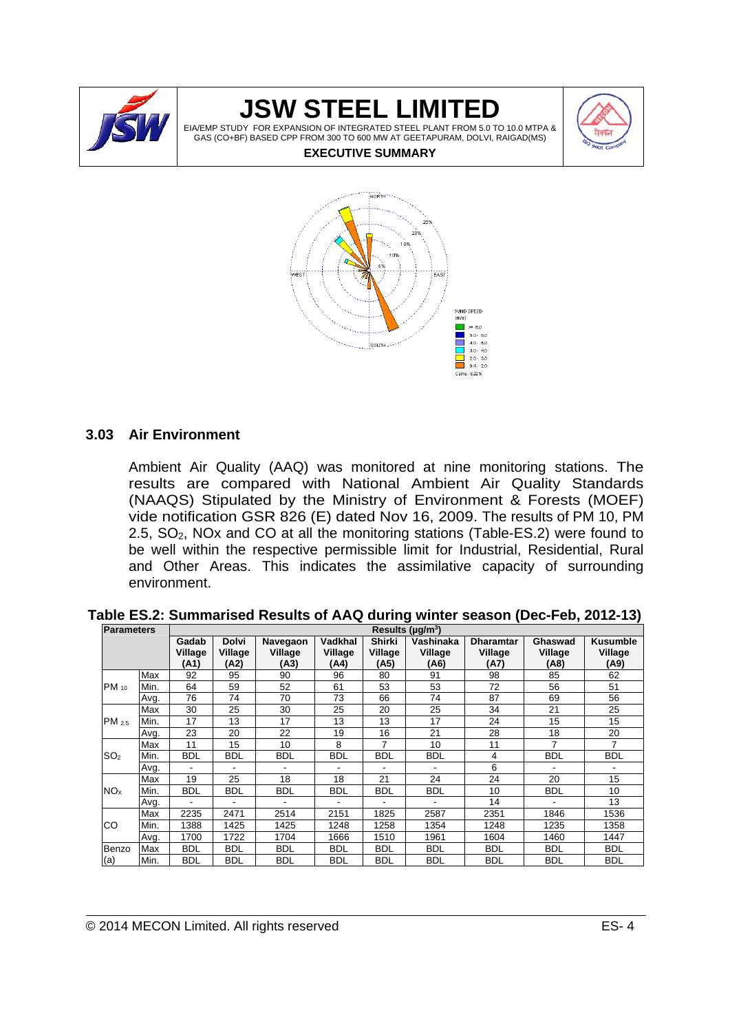## 3.03 Air Environment

Ambient Air Quality (AAQ) was monitored at nine monitoring stations. The results are compared with National Ambient Air Quality Standards (NAAQS) Stipulated by the Ministry of Environment & Forests (MOEF) vide notification GSR 826 (E) dated Nov 16, 2009. The results of PM 10, PM 2.5, $SO_2$, NOx and CO at all the monitoring stations (Table-ES.2) were found to be well within the respective permissible limit for Industrial, Residential, Rural and Other Areas. This indicates the assimilative capacity of surrounding environment.

**Table ES.2: Summarised Results of AAQ during winter season (Dec-Feb, 2012-13)**

| Parameters | | Results (µg/m³) | | | | | | | | |
|---|---|---|---|---|---|---|---|---|---|---|
| | | **Gadab Village (A1)** | **Dolvi Village (A2)** | **Navegaon Village (A3)** | **Vadkhal Village (A4)** | **Shirki Village (A5)** | **Vashinaka Village (A6)** | **Dharamtar Village (A7)** | **Ghaswad Village (A8)** | **Kusumble Village (A9)** |
| $PM_{10}$ | Max | 92 | 95 | 90 | 96 | 80 | 91 | 98 | 85 | 62 |
| | Min. | 64 | 59 | 52 | 61 | 53 | 53 | 72 | 56 | 51 |
| | Avg. | 76 | 74 | 70 | 73 | 66 | 74 | 87 | 69 | 56 |
| $PM_{2.5}$ | Max | 30 | 25 | 30 | 25 | 20 | 25 | 34 | 21 | 25 |
| | Min. | 17 | 13 | 17 | 13 | 13 | 17 | 24 | 15 | 15 |
| | Avg. | 23 | 20 | 22 | 19 | 16 | 21 | 28 | 18 | 20 |
| $SO_2$ | Max | 11 | 15 | 10 | 8 | 7 | 10 | 11 | 7 | 7 |
| | Min. | BDL | BDL | BDL | BDL | BDL | BDL | 4 | BDL | BDL |
| | Avg. | - | - | - | - | - | - | 6 | - | - |
| $NO_x$ | Max | 19 | 25 | 18 | 18 | 21 | 24 | 24 | 20 | 15 |
| | Min. | BDL | BDL | BDL | BDL | BDL | BDL | 10 | BDL | 10 |
| | Avg. | - | - | - | - | - | - | 14 | - | 13 |
| CO | Max | 2235 | 2471 | 2514 | 2151 | 1825 | 2587 | 2351 | 1846 | 1536 |
| | Min. | 1388 | 1425 | 1425 | 1248 | 1258 | 1354 | 1248 | 1235 | 1358 |
| | Avg. | 1700 | 1722 | 1704 | 1666 | 1510 | 1961 | 1604 | 1460 | 1447 |
| Benzo (a) | Max | BDL | BDL | BDL | BDL | BDL | BDL | BDL | BDL | BDL |
| | Min. | BDL | BDL | BDL | BDL | BDL | BDL | BDL | BDL | BDL |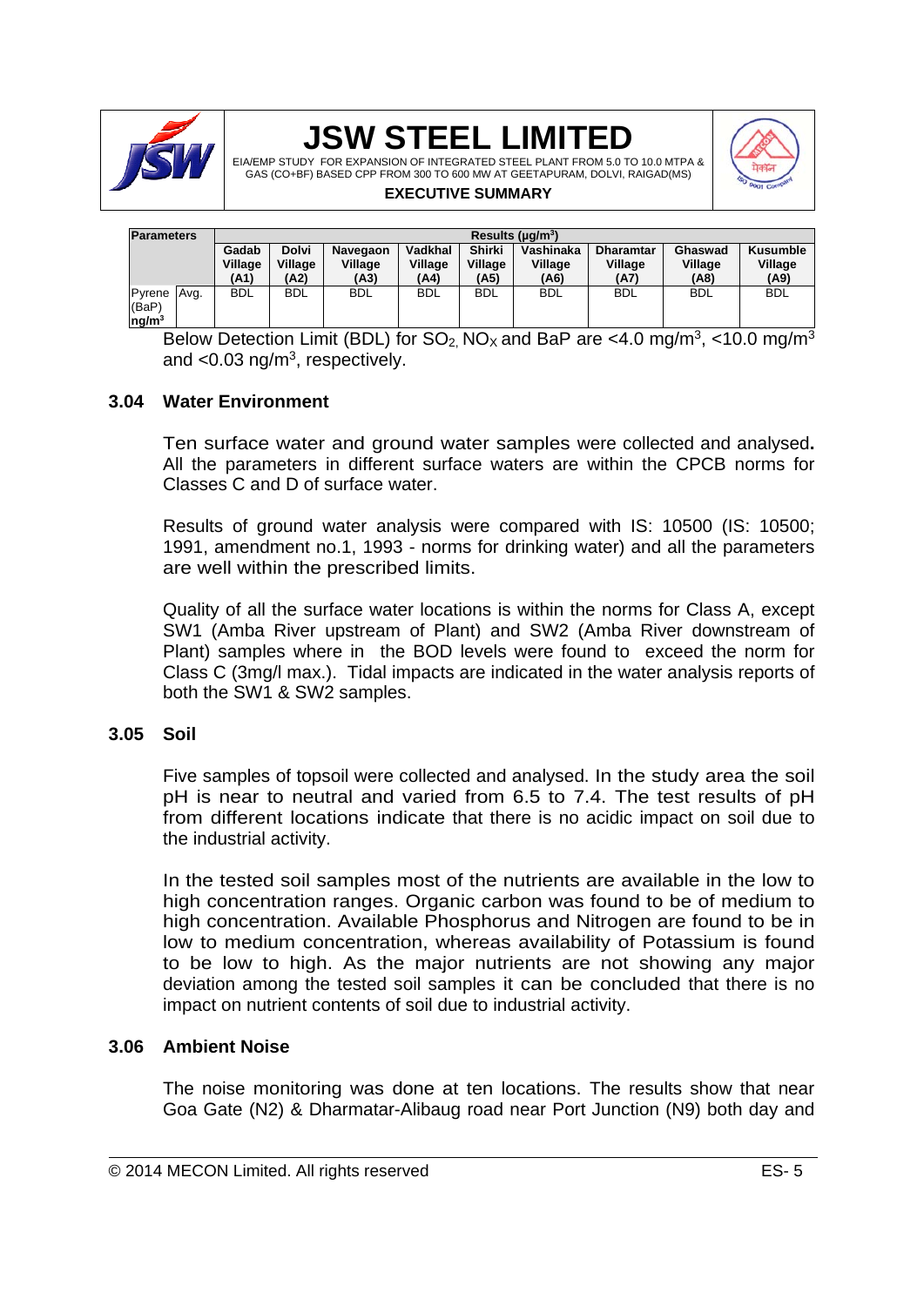| Parameters | | Results (μg/m³) | | | | | | | | |
|---|---|---|---|---|---|---|---|---|---|---|
| | | Gadab Village (A1) | Dolvi Village (A2) | Navegaon Village (A3) | Vadkhal Village (A4) | Shirki Village (A5) | Vashinaka Village (A6) | Dharamtar Village (A7) | Ghaswad Village (A8) | Kusumble Village (A9) |
| Pyrene (BaP) ng/m³ | Avg. | BDL | BDL | BDL | BDL | BDL | BDL | BDL | BDL | BDL |

Below Detection Limit (BDL) for $SO_2$, $NO_X$ and BaP are <4.0 mg/m³, <10.0 mg/m³ and <0.03 ng/m³, respectively.

### 3.04 Water Environment

Ten surface water and ground water samples were collected and analysed**.** All the parameters in different surface waters are within the CPCB norms for Classes C and D of surface water.

Results of ground water analysis were compared with IS: 10500 (IS: 10500; 1991, amendment no.1, 1993 - norms for drinking water) and all the parameters are well within the prescribed limits.

Quality of all the surface water locations is within the norms for Class A, except SW1 (Amba River upstream of Plant) and SW2 (Amba River downstream of Plant) samples where in the BOD levels were found to exceed the norm for Class C (3mg/l max.). Tidal impacts are indicated in the water analysis reports of both the SW1 & SW2 samples.

### 3.05 Soil

Five samples of topsoil were collected and analysed. In the study area the soil pH is near to neutral and varied from 6.5 to 7.4. The test results of pH from different locations indicate that there is no acidic impact on soil due to the industrial activity.

In the tested soil samples most of the nutrients are available in the low to high concentration ranges. Organic carbon was found to be of medium to high concentration. Available Phosphorus and Nitrogen are found to be in low to medium concentration, whereas availability of Potassium is found to be low to high. As the major nutrients are not showing any major deviation among the tested soil samples it can be concluded that there is no impact on nutrient contents of soil due to industrial activity.

### 3.06 Ambient Noise

The noise monitoring was done at ten locations. The results show that near Goa Gate (N2) & Dharmatar-Alibaug road near Port Junction (N9) both day and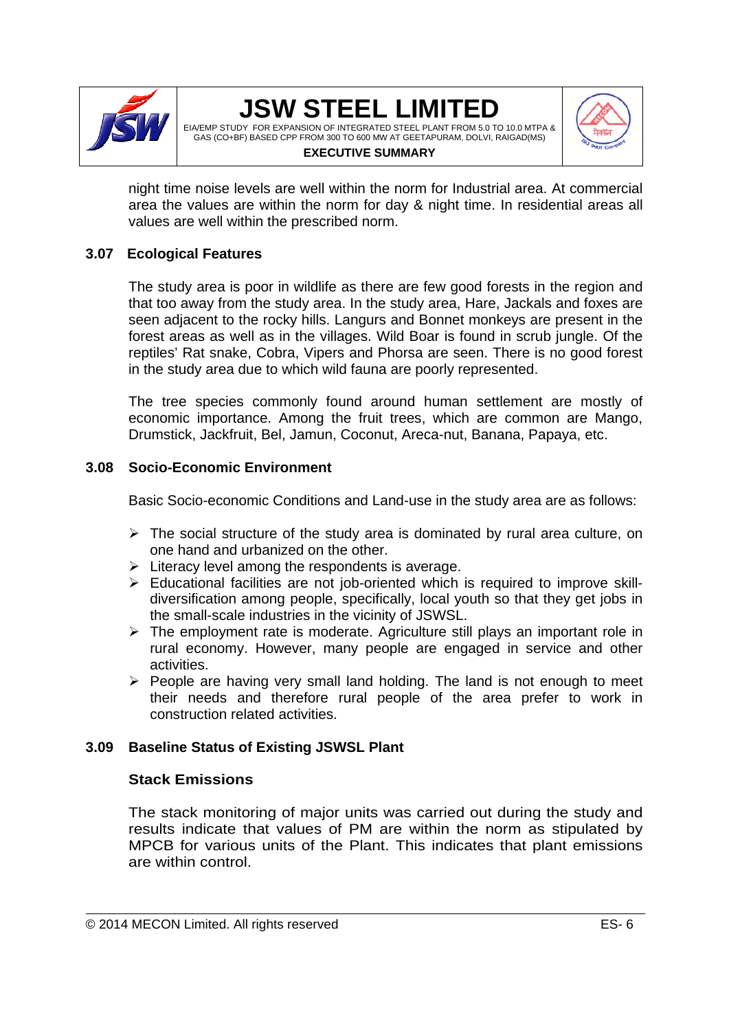night time noise levels are well within the norm for Industrial area. At commercial area the values are within the norm for day & night time. In residential areas all values are well within the prescribed norm.

## 3.07 Ecological Features

The study area is poor in wildlife as there are few good forests in the region and that too away from the study area. In the study area, Hare, Jackals and foxes are seen adjacent to the rocky hills. Langurs and Bonnet monkeys are present in the forest areas as well as in the villages. Wild Boar is found in scrub jungle. Of the reptiles' Rat snake, Cobra, Vipers and Phorsa are seen. There is no good forest in the study area due to which wild fauna are poorly represented.

The tree species commonly found around human settlement are mostly of economic importance. Among the fruit trees, which are common are Mango, Drumstick, Jackfruit, Bel, Jamun, Coconut, Areca-nut, Banana, Papaya, etc.

## 3.08 Socio-Economic Environment

Basic Socio-economic Conditions and Land-use in the study area are as follows:

- The social structure of the study area is dominated by rural area culture, on one hand and urbanized on the other.
- Literacy level among the respondents is average.
- Educational facilities are not job-oriented which is required to improve skill-diversification among people, specifically, local youth so that they get jobs in the small-scale industries in the vicinity of JSWSL.
- The employment rate is moderate. Agriculture still plays an important role in rural economy. However, many people are engaged in service and other activities.
- People are having very small land holding. The land is not enough to meet their needs and therefore rural people of the area prefer to work in construction related activities.

## 3.09 Baseline Status of Existing JSWSL Plant

### Stack Emissions

The stack monitoring of major units was carried out during the study and results indicate that values of PM are within the norm as stipulated by MPCB for various units of the Plant. This indicates that plant emissions are within control.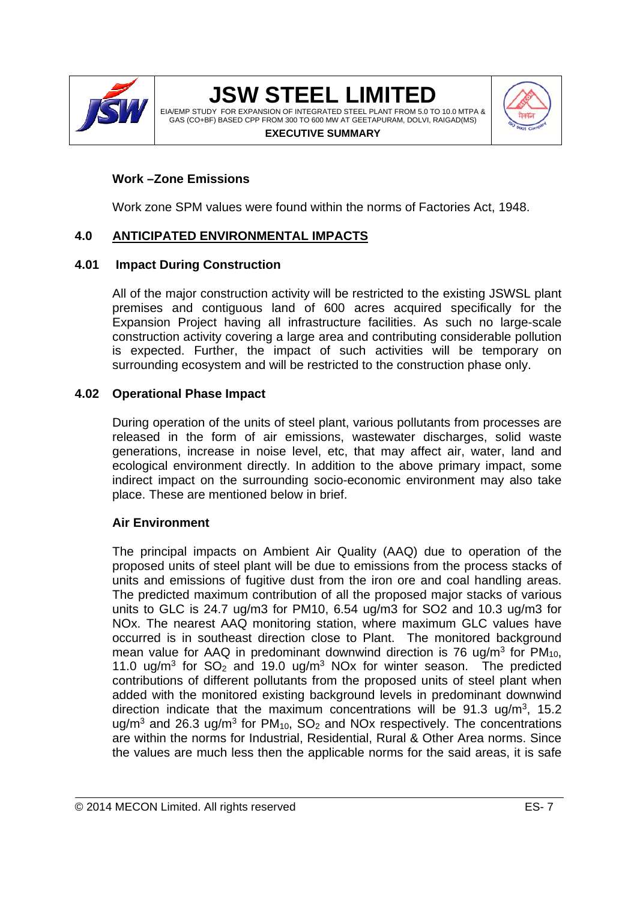**Work –Zone Emissions**

Work zone SPM values were found within the norms of Factories Act, 1948.

## 4.0 ANTICIPATED ENVIRONMENTAL IMPACTS

### 4.01 Impact During Construction

All of the major construction activity will be restricted to the existing JSWSL plant premises and contiguous land of 600 acres acquired specifically for the Expansion Project having all infrastructure facilities. As such no large-scale construction activity covering a large area and contributing considerable pollution is expected. Further, the impact of such activities will be temporary on surrounding ecosystem and will be restricted to the construction phase only.

### 4.02 Operational Phase Impact

During operation of the units of steel plant, various pollutants from processes are released in the form of air emissions, wastewater discharges, solid waste generations, increase in noise level, etc, that may affect air, water, land and ecological environment directly. In addition to the above primary impact, some indirect impact on the surrounding socio-economic environment may also take place. These are mentioned below in brief.

**Air Environment**

The principal impacts on Ambient Air Quality (AAQ) due to operation of the proposed units of steel plant will be due to emissions from the process stacks of units and emissions of fugitive dust from the iron ore and coal handling areas. The predicted maximum contribution of all the proposed major stacks of various units to GLC is 24.7 ug/m3 for PM10, 6.54 ug/m3 for SO2 and 10.3 ug/m3 for NOx. The nearest AAQ monitoring station, where maximum GLC values have occurred is in southeast direction close to Plant. The monitored background mean value for AAQ in predominant downwind direction is 76 ug/$m^3$ for $PM_{10}$, 11.0 ug/$m^3$ for $SO_2$ and 19.0 ug/$m^3$ NOx for winter season. The predicted contributions of different pollutants from the proposed units of steel plant when added with the monitored existing background levels in predominant downwind direction indicate that the maximum concentrations will be 91.3 ug/$m^3$, 15.2 ug/$m^3$ and 26.3 ug/$m^3$ for $PM_{10}$, $SO_2$ and NOx respectively. The concentrations are within the norms for Industrial, Residential, Rural & Other Area norms. Since the values are much less then the applicable norms for the said areas, it is safe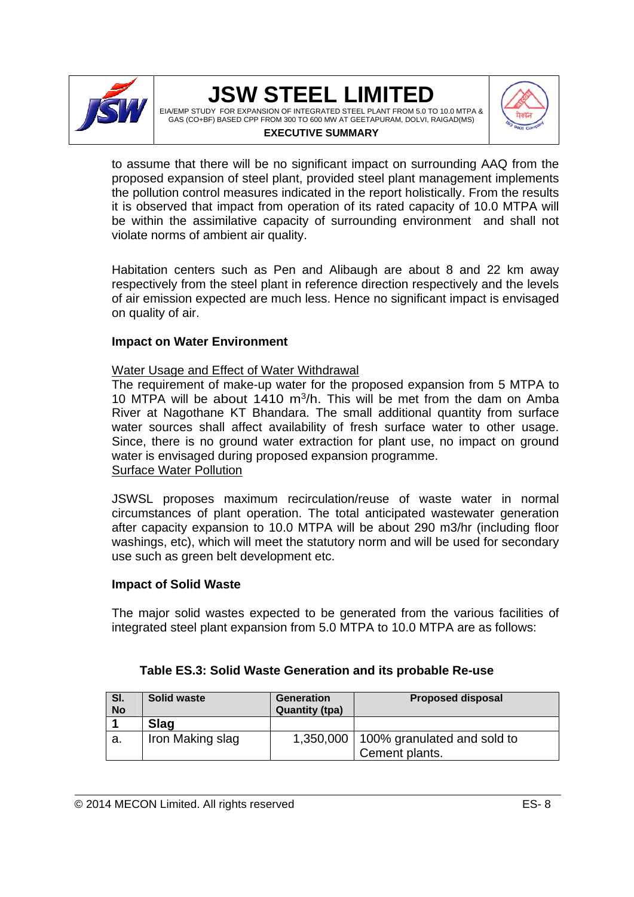to assume that there will be no significant impact on surrounding AAQ from the proposed expansion of steel plant, provided steel plant management implements the pollution control measures indicated in the report holistically. From the results it is observed that impact from operation of its rated capacity of 10.0 MTPA will be within the assimilative capacity of surrounding environment and shall not violate norms of ambient air quality.

Habitation centers such as Pen and Alibaugh are about 8 and 22 km away respectively from the steel plant in reference direction respectively and the levels of air emission expected are much less. Hence no significant impact is envisaged on quality of air.

**Impact on Water Environment**

Water Usage and Effect of Water Withdrawal

The requirement of make-up water for the proposed expansion from 5 MTPA to 10 MTPA will be about 1410 $m^3$/h. This will be met from the dam on Amba River at Nagothane KT Bhandara. The small additional quantity from surface water sources shall affect availability of fresh surface water to other usage. Since, there is no ground water extraction for plant use, no impact on ground water is envisaged during proposed expansion programme.

Surface Water Pollution

JSWSL proposes maximum recirculation/reuse of waste water in normal circumstances of plant operation. The total anticipated wastewater generation after capacity expansion to 10.0 MTPA will be about 290 m3/hr (including floor washings, etc), which will meet the statutory norm and will be used for secondary use such as green belt development etc.

**Impact of Solid Waste**

The major solid wastes expected to be generated from the various facilities of integrated steel plant expansion from 5.0 MTPA to 10.0 MTPA are as follows:

**Table ES.3: Solid Waste Generation and its probable Re-use**

| Sl. No | Solid waste | Generation Quantity (tpa) | Proposed disposal |
|---|---|---|---|
| **1** | **Slag** | | |
| a. | Iron Making slag | 1,350,000 | 100% granulated and sold to Cement plants. |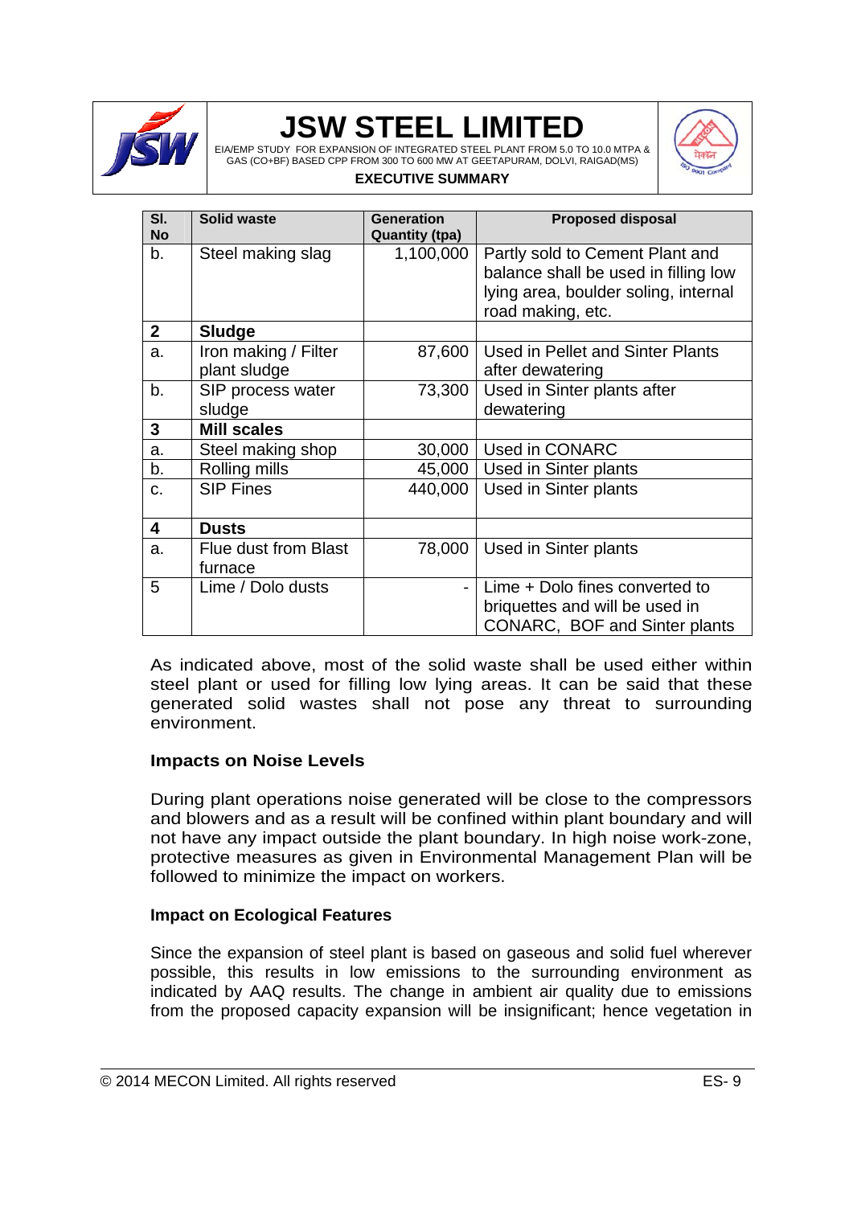| Sl. No | Solid waste | Generation Quantity (tpa) | Proposed disposal |
|---|---|---|---|
| b. | Steel making slag | 1,100,000 | Partly sold to Cement Plant and balance shall be used in filling low lying area, boulder soling, internal road making, etc. |
| **2** | **Sludge** | | |
| a. | Iron making / Filter plant sludge | 87,600 | Used in Pellet and Sinter Plants after dewatering |
| b. | SIP process water sludge | 73,300 | Used in Sinter plants after dewatering |
| **3** | **Mill scales** | | |
| a. | Steel making shop | 30,000 | Used in CONARC |
| b. | Rolling mills | 45,000 | Used in Sinter plants |
| c. | SIP Fines | 440,000 | Used in Sinter plants |
| **4** | **Dusts** | | |
| a. | Flue dust from Blast furnace | 78,000 | Used in Sinter plants |
| 5 | Lime / Dolo dusts | - | Lime + Dolo fines converted to briquettes and will be used in CONARC, BOF and Sinter plants |

As indicated above, most of the solid waste shall be used either within steel plant or used for filling low lying areas. It can be said that these generated solid wastes shall not pose any threat to surrounding environment.

**Impacts on Noise Levels**

During plant operations noise generated will be close to the compressors and blowers and as a result will be confined within plant boundary and will not have any impact outside the plant boundary. In high noise work-zone, protective measures as given in Environmental Management Plan will be followed to minimize the impact on workers.

**Impact on Ecological Features**

Since the expansion of steel plant is based on gaseous and solid fuel wherever possible, this results in low emissions to the surrounding environment as indicated by AAQ results. The change in ambient air quality due to emissions from the proposed capacity expansion will be insignificant; hence vegetation in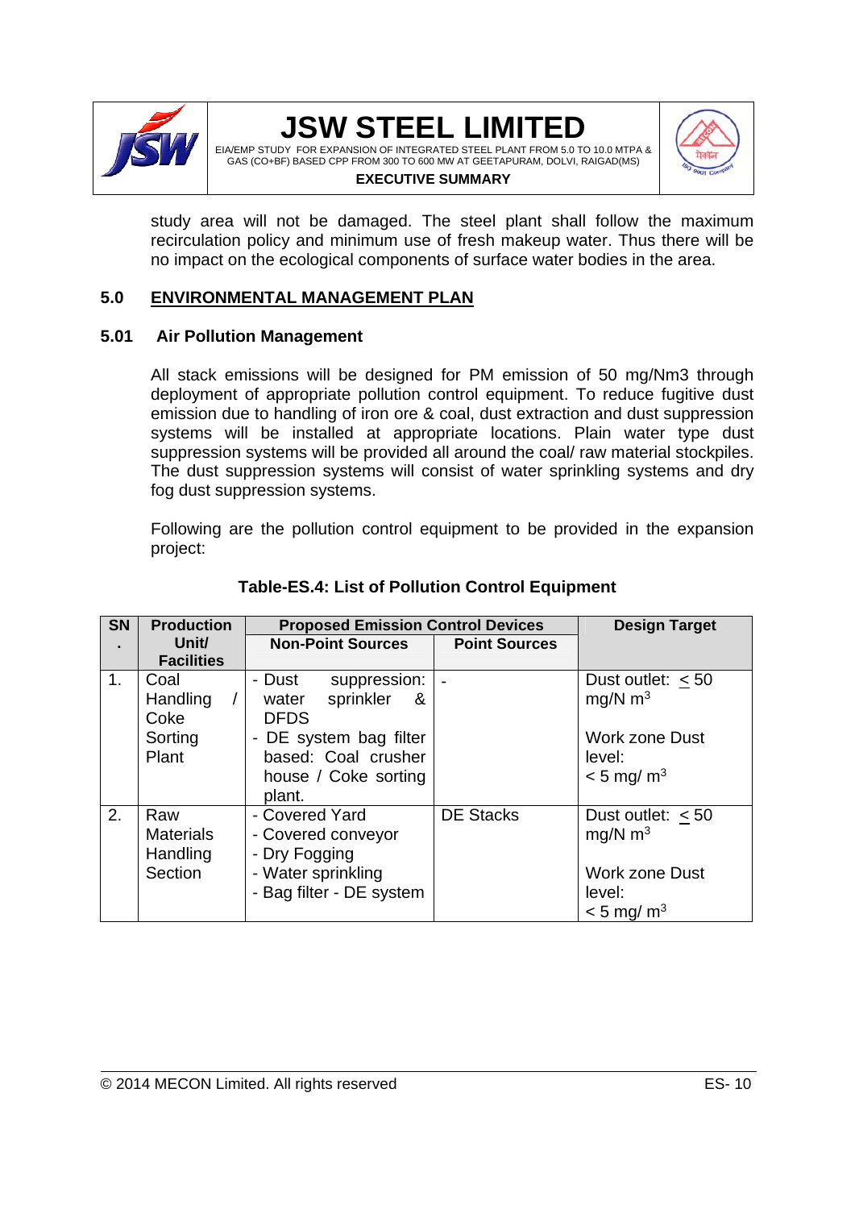study area will not be damaged. The steel plant shall follow the maximum recirculation policy and minimum use of fresh makeup water. Thus there will be no impact on the ecological components of surface water bodies in the area.

## 5.0 ENVIRONMENTAL MANAGEMENT PLAN

### 5.01 Air Pollution Management

All stack emissions will be designed for PM emission of 50 mg/Nm3 through deployment of appropriate pollution control equipment. To reduce fugitive dust emission due to handling of iron ore & coal, dust extraction and dust suppression systems will be installed at appropriate locations. Plain water type dust suppression systems will be provided all around the coal/ raw material stockpiles. The dust suppression systems will consist of water sprinkling systems and dry fog dust suppression systems.

Following are the pollution control equipment to be provided in the expansion project:

**Table-ES.4: List of Pollution Control Equipment**

| SN. | Production Unit/ Facilities | Proposed Emission Control Devices | | Design Target |
|---|---|---|---|---|
| | | Non-Point Sources | Point Sources | |
| 1. | Coal Handling / Coke Sorting Plant | - Dust suppression: water sprinkler & DFDS<br>- DE system bag filter based: Coal crusher house / Coke sorting plant. | - | Dust outlet: ≤ 50 mg/N $m^3$<br><br>Work zone Dust level:<br>< 5 mg/ $m^3$ |
| 2. | Raw Materials Handling Section | - Covered Yard<br>- Covered conveyor<br>- Dry Fogging<br>- Water sprinkling<br>- Bag filter - DE system | DE Stacks | Dust outlet: ≤ 50 mg/N $m^3$<br><br>Work zone Dust level:<br>< 5 mg/ $m^3$ |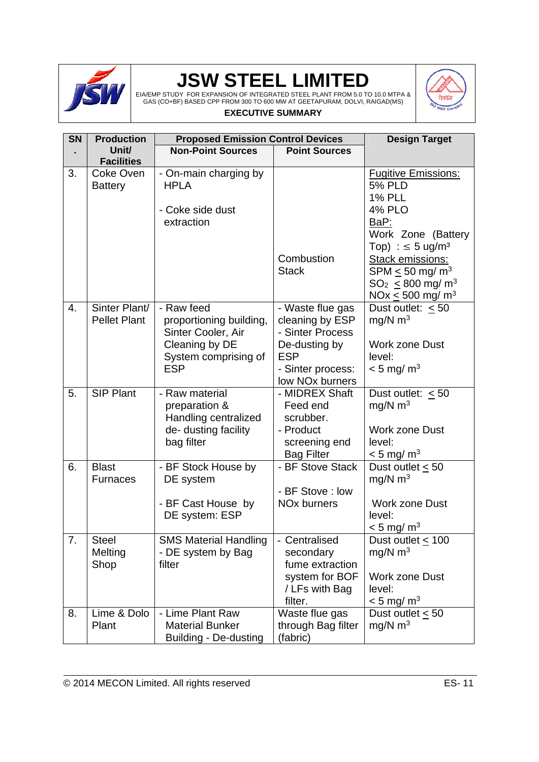| SN. | Production Unit/ Facilities | Proposed Emission Control Devices | | Design Target |
|---|---|---|---|---|
| | | Non-Point Sources | Point Sources | |
| 3. | Coke Oven Battery | - On-main charging by HPLA<br><br>- Coke side dust extraction | Combustion Stack | Fugitive Emissions:<br>5% PLD<br>1% PLL<br>4% PLO<br>BaP:<br>Work Zone (Battery Top) : ≤ 5 ug/m³<br>Stack emissions:<br>SPM ≤ 50 mg/ m³<br>$SO_2$ ≤ 800 mg/ m³<br>NOx ≤ 500 mg/ m³ |
| 4. | Sinter Plant/ Pellet Plant | - Raw feed proportioning building, Sinter Cooler, Air Cleaning by DE System comprising of ESP | - Waste flue gas cleaning by ESP<br>- Sinter Process De-dusting by ESP<br>- Sinter process: low NOx burners | Dust outlet: ≤ 50 mg/N m³<br><br>Work zone Dust level:<br>< 5 mg/ m³ |
| 5. | SIP Plant | - Raw material preparation & Handling centralized de- dusting facility bag filter | - MIDREX Shaft Feed end scrubber.<br>- Product screening end Bag Filter | Dust outlet: ≤ 50 mg/N m³<br><br>Work zone Dust level:<br>< 5 mg/ m³ |
| 6. | Blast Furnaces | - BF Stock House by DE system<br><br>- BF Cast House by DE system: ESP | - BF Stove Stack<br><br>- BF Stove : low NOx burners | Dust outlet ≤ 50 mg/N m³<br><br>Work zone Dust level:<br>< 5 mg/ m³ |
| 7. | Steel Melting Shop | SMS Material Handling - DE system by Bag filter | - Centralised secondary fume extraction system for BOF / LFs with Bag filter. | Dust outlet ≤ 100 mg/N m³<br><br>Work zone Dust level:<br>< 5 mg/ m³ |
| 8. | Lime & Dolo Plant | - Lime Plant Raw Material Bunker Building - De-dusting | Waste flue gas through Bag filter (fabric) | Dust outlet ≤ 50 mg/N m³ |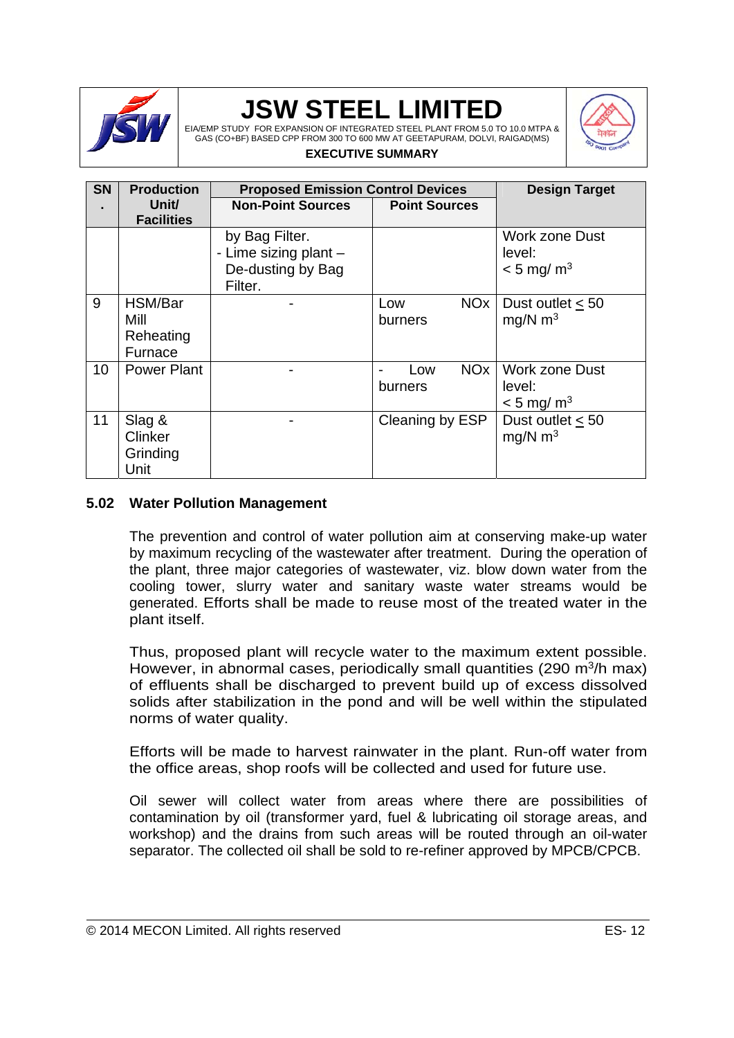| SN. | Production Unit/ Facilities | Proposed Emission Control Devices | | Design Target |
|---|---|---|---|---|
| | | Non-Point Sources | Point Sources | |
| | | by Bag Filter.<br>- Lime sizing plant – De-dusting by Bag Filter. | | Work zone Dust level:<br>< 5 mg/ $m^3$ |
| 9 | HSM/Bar Mill Reheating Furnace | - | Low NOx burners | Dust outlet ≤ 50 mg/N $m^3$ |
| 10 | Power Plant | - | - Low NOx burners | Work zone Dust level:<br>< 5 mg/ $m^3$ |
| 11 | Slag & Clinker Grinding Unit | - | Cleaning by ESP | Dust outlet ≤ 50 mg/N $m^3$ |

## 5.02 Water Pollution Management

The prevention and control of water pollution aim at conserving make-up water by maximum recycling of the wastewater after treatment. During the operation of the plant, three major categories of wastewater, viz. blow down water from the cooling tower, slurry water and sanitary waste water streams would be generated. Efforts shall be made to reuse most of the treated water in the plant itself.

Thus, proposed plant will recycle water to the maximum extent possible. However, in abnormal cases, periodically small quantities (290 $m^3$/h max) of effluents shall be discharged to prevent build up of excess dissolved solids after stabilization in the pond and will be well within the stipulated norms of water quality.

Efforts will be made to harvest rainwater in the plant. Run-off water from the office areas, shop roofs will be collected and used for future use.

Oil sewer will collect water from areas where there are possibilities of contamination by oil (transformer yard, fuel & lubricating oil storage areas, and workshop) and the drains from such areas will be routed through an oil-water separator. The collected oil shall be sold to re-refiner approved by MPCB/CPCB.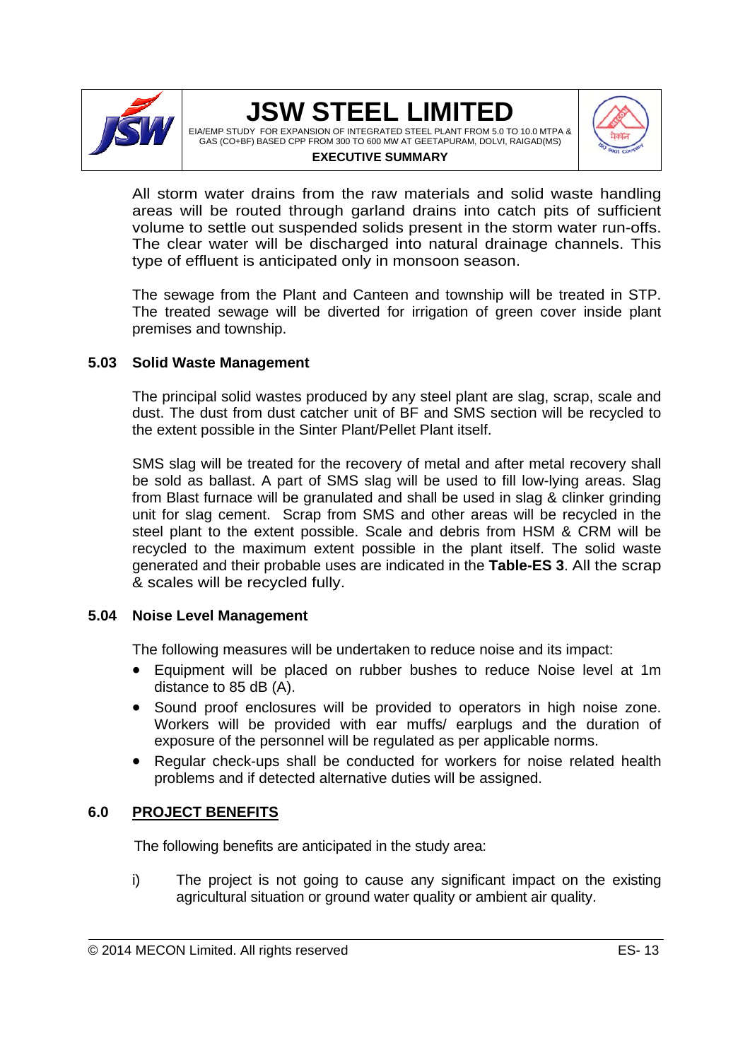All storm water drains from the raw materials and solid waste handling areas will be routed through garland drains into catch pits of sufficient volume to settle out suspended solids present in the storm water run-offs. The clear water will be discharged into natural drainage channels. This type of effluent is anticipated only in monsoon season.

The sewage from the Plant and Canteen and township will be treated in STP. The treated sewage will be diverted for irrigation of green cover inside plant premises and township.

### 5.03 Solid Waste Management

The principal solid wastes produced by any steel plant are slag, scrap, scale and dust. The dust from dust catcher unit of BF and SMS section will be recycled to the extent possible in the Sinter Plant/Pellet Plant itself.

SMS slag will be treated for the recovery of metal and after metal recovery shall be sold as ballast. A part of SMS slag will be used to fill low-lying areas. Slag from Blast furnace will be granulated and shall be used in slag & clinker grinding unit for slag cement. Scrap from SMS and other areas will be recycled in the steel plant to the extent possible. Scale and debris from HSM & CRM will be recycled to the maximum extent possible in the plant itself. The solid waste generated and their probable uses are indicated in the **Table-ES 3**. All the scrap & scales will be recycled fully.

### 5.04 Noise Level Management

The following measures will be undertaken to reduce noise and its impact:

- Equipment will be placed on rubber bushes to reduce Noise level at 1m distance to 85 dB (A).
- Sound proof enclosures will be provided to operators in high noise zone. Workers will be provided with ear muffs/ earplugs and the duration of exposure of the personnel will be regulated as per applicable norms.
- Regular check-ups shall be conducted for workers for noise related health problems and if detected alternative duties will be assigned.

## 6.0 PROJECT BENEFITS

The following benefits are anticipated in the study area:

i) The project is not going to cause any significant impact on the existing agricultural situation or ground water quality or ambient air quality.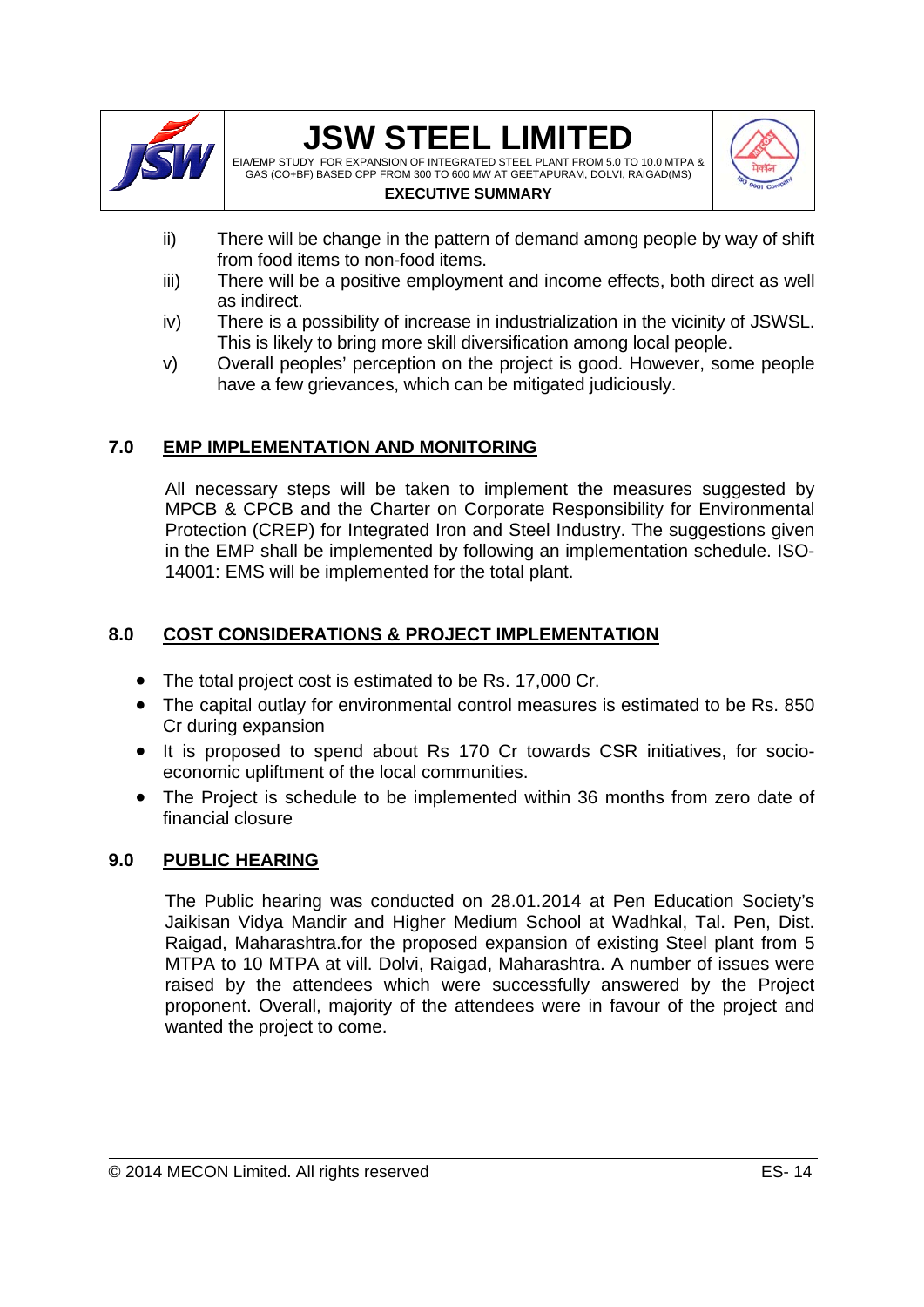ii) There will be change in the pattern of demand among people by way of shift from food items to non-food items.

iii) There will be a positive employment and income effects, both direct as well as indirect.

iv) There is a possibility of increase in industrialization in the vicinity of JSWSL. This is likely to bring more skill diversification among local people.

v) Overall peoples' perception on the project is good. However, some people have a few grievances, which can be mitigated judiciously.

## 7.0 EMP IMPLEMENTATION AND MONITORING

All necessary steps will be taken to implement the measures suggested by MPCB & CPCB and the Charter on Corporate Responsibility for Environmental Protection (CREP) for Integrated Iron and Steel Industry. The suggestions given in the EMP shall be implemented by following an implementation schedule. ISO-14001: EMS will be implemented for the total plant.

## 8.0 COST CONSIDERATIONS & PROJECT IMPLEMENTATION

- The total project cost is estimated to be Rs. 17,000 Cr.
- The capital outlay for environmental control measures is estimated to be Rs. 850 Cr during expansion
- It is proposed to spend about Rs 170 Cr towards CSR initiatives, for socio-economic upliftment of the local communities.
- The Project is schedule to be implemented within 36 months from zero date of financial closure

## 9.0 PUBLIC HEARING

The Public hearing was conducted on 28.01.2014 at Pen Education Society's Jaikisan Vidya Mandir and Higher Medium School at Wadhkal, Tal. Pen, Dist. Raigad, Maharashtra.for the proposed expansion of existing Steel plant from 5 MTPA to 10 MTPA at vill. Dolvi, Raigad, Maharashtra. A number of issues were raised by the attendees which were successfully answered by the Project proponent. Overall, majority of the attendees were in favour of the project and wanted the project to come.